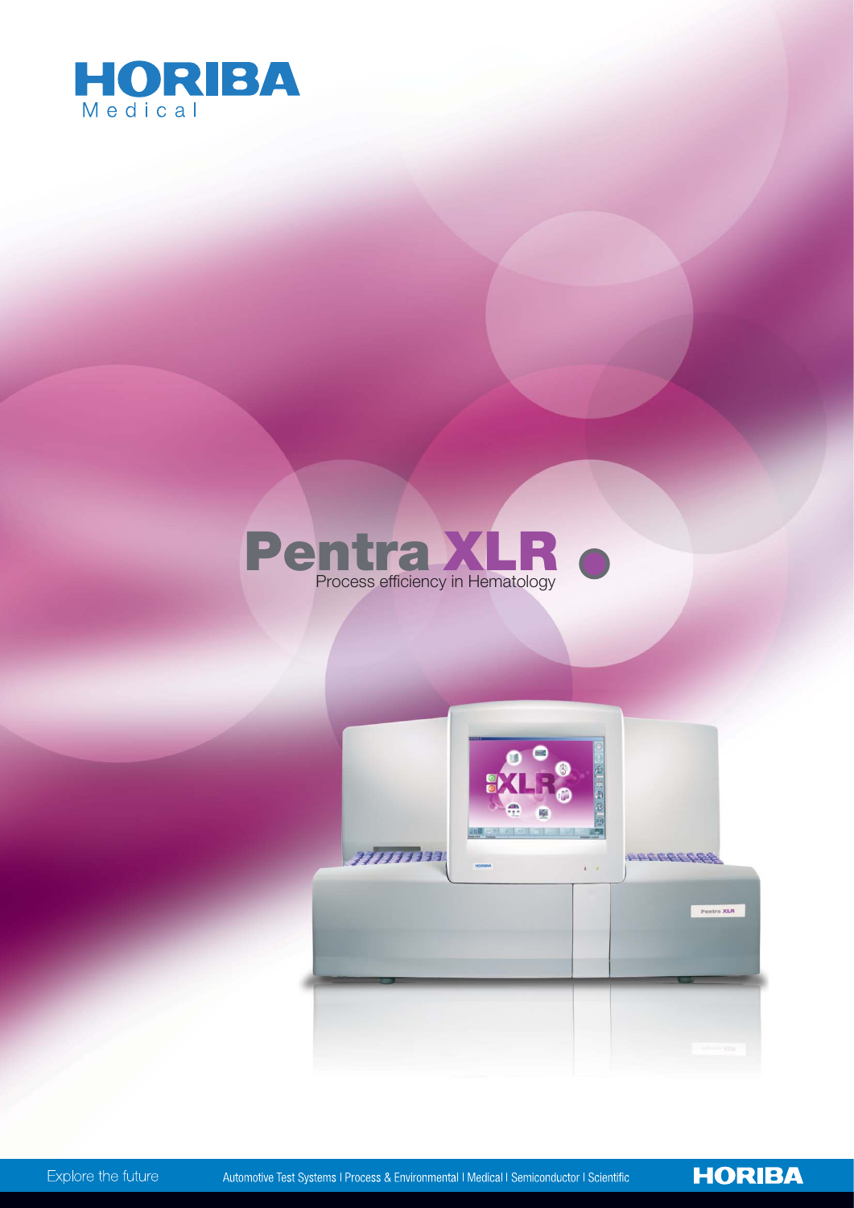HORIBA
Medical

# Pentra XLR

Process efficiency in Hematology

Explore the future

Automotive Test Systems | Process & Environmental | Medical | Semiconductor | Scientific

HORIBA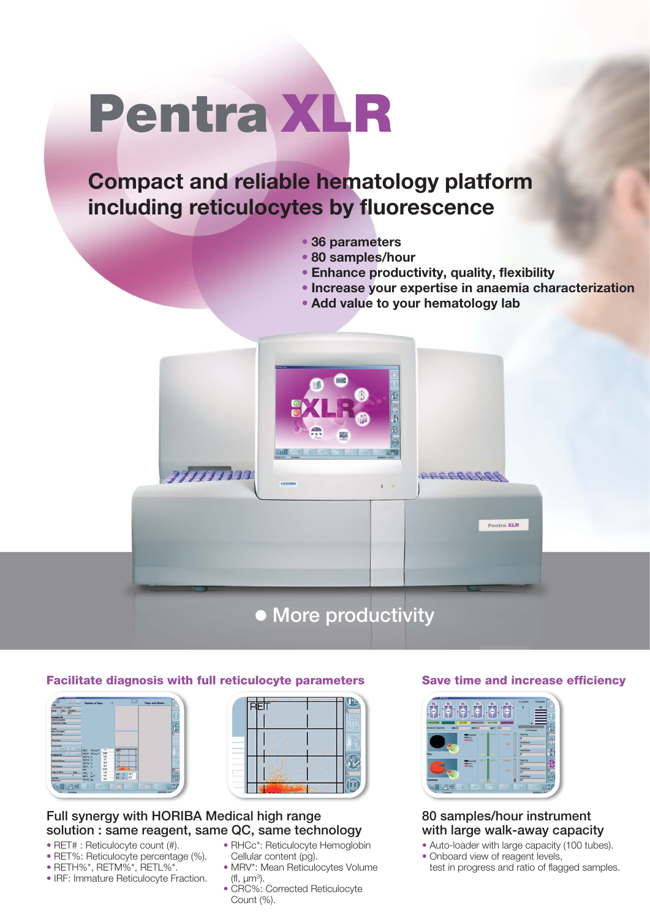# Pentra XLR

## Compact and reliable hematology platform including reticulocytes by fluorescence

- **36 parameters**
- **80 samples/hour**
- **Enhance productivity, quality, flexibility**
- **Increase your expertise in anaemia characterization**
- **Add value to your hematology lab**

## More productivity

### Facilitate diagnosis with full reticulocyte parameters

#### Full synergy with HORIBA Medical high range solution : same reagent, same QC, same technology

- RET# : Reticulocyte count (#).
- RET%: Reticulocyte percentage (%).
- RETH%*, RETM%*, RETL%*.
- IRF: Immature Reticulocyte Fraction.
- RHCc*: Reticulocyte Hemoglobin Cellular content (pg).
- MRV*: Mean Reticulocytes Volume (fl, $\mu m^3$).
- CRC%: Corrected Reticulocyte Count (%).

### Save time and increase efficiency

#### 80 samples/hour instrument with large walk-away capacity

- Auto-loader with large capacity (100 tubes).
- Onboard view of reagent levels, test in progress and ratio of flagged samples.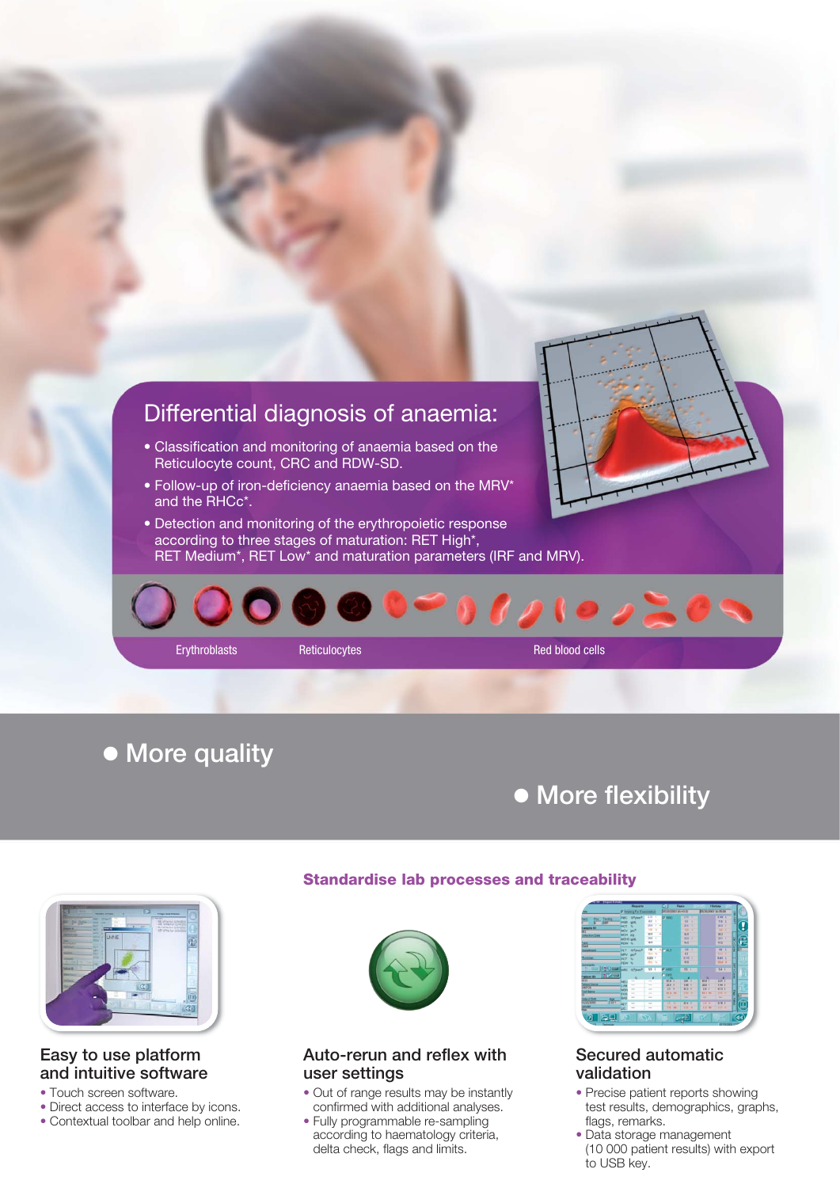## Differential diagnosis of anaemia:

- Classification and monitoring of anaemia based on the Reticulocyte count, CRC and RDW-SD.
- Follow-up of iron-deficiency anaemia based on the MRV* and the RHCc*.
- Detection and monitoring of the erythropoietic response according to three stages of maturation: RET High*, RET Medium*, RET Low* and maturation parameters (IRF and MRV).

Erythroblasts Reticulocytes Red blood cells

- More quality
- More flexibility

### Standardise lab processes and traceability

### Easy to use platform and intuitive software

- Touch screen software.
- Direct access to interface by icons.
- Contextual toolbar and help online.

### Auto-rerun and reflex with user settings

- Out of range results may be instantly confirmed with additional analyses.
- Fully programmable re-sampling according to haematology criteria, delta check, flags and limits.

### Secured automatic validation

- Precise patient reports showing test results, demographics, graphs, flags, remarks.
- Data storage management (10 000 patient results) with export to USB key.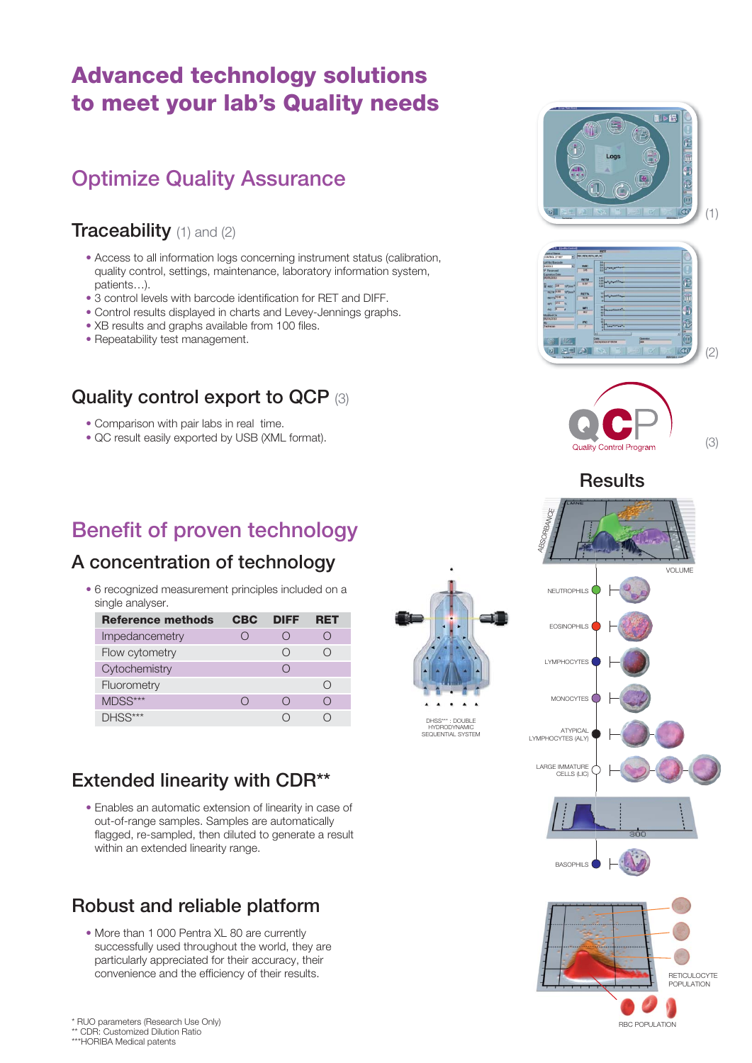# Advanced technology solutions to meet your lab's Quality needs

## Optimize Quality Assurance

### Traceability (1) and (2)

- Access to all information logs concerning instrument status (calibration, quality control, settings, maintenance, laboratory information system, patients…).
- 3 control levels with barcode identification for RET and DIFF.
- Control results displayed in charts and Levey-Jennings graphs.
- XB results and graphs available from 100 files.
- Repeatability test management.

### Quality control export to QCP (3)

- Comparison with pair labs in real time.
- QC result easily exported by USB (XML format).

(1)

(2)

(3)

## Benefit of proven technology

### A concentration of technology

- 6 recognized measurement principles included on a single analyser.

| Reference methods | CBC | DIFF | RET |
|---|---|---|---|
| Impedancemetry | O | O | O |
| Flow cytometry | | O | O |
| Cytochemistry | | O | |
| Fluorometry | | | O |
| MDSS*** | O | O | O |
| DHSS*** | | O | O |

DHSS*** : DOUBLE HYDRODYNAMIC SEQUENTIAL SYSTEM

### Extended linearity with CDR**

- Enables an automatic extension of linearity in case of out-of-range samples. Samples are automatically flagged, re-sampled, then diluted to generate a result within an extended linearity range.

### Robust and reliable platform

- More than 1 000 Pentra XL 80 are currently successfully used throughout the world, they are particularly appreciated for their accuracy, their convenience and the efficiency of their results.

Results

\* RUO parameters (Research Use Only)
** CDR: Customized Dilution Ratio
***HORIBA Medical patents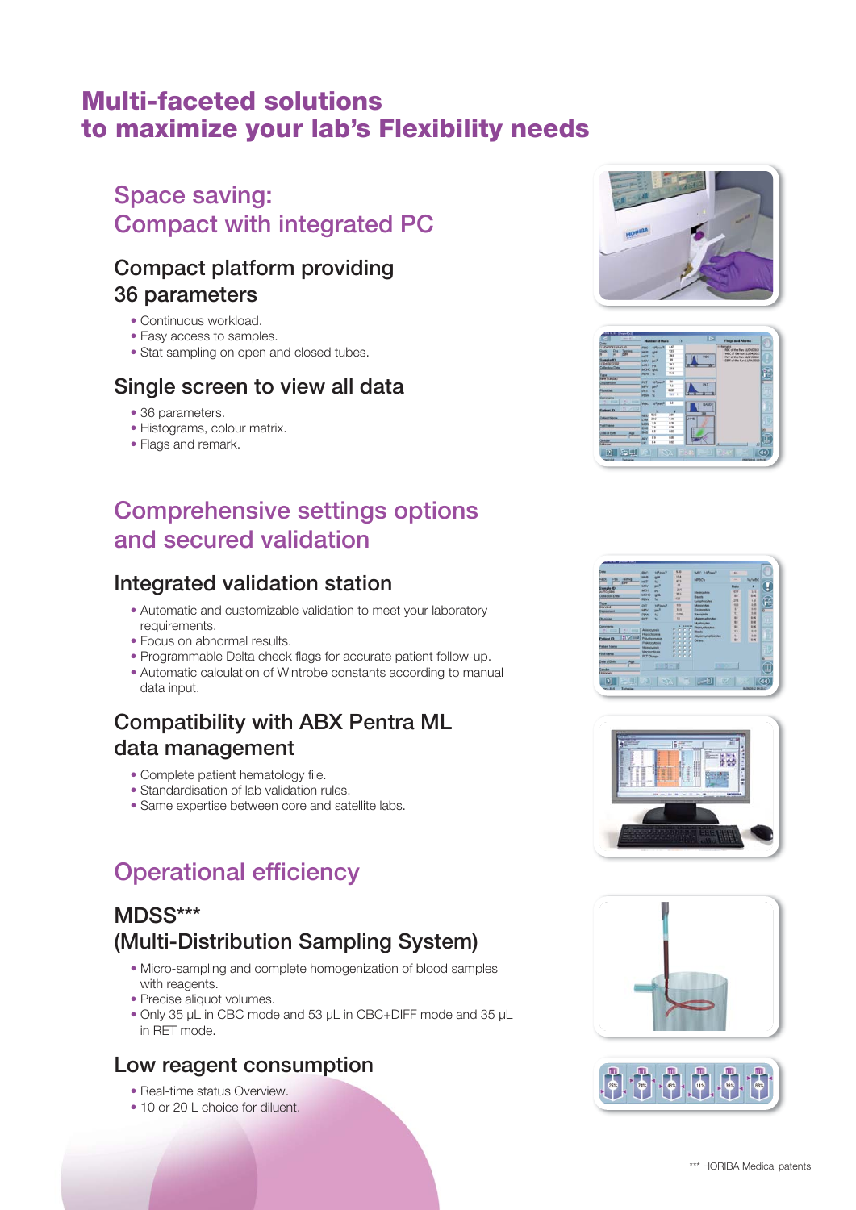# Multi-faceted solutions to maximize your lab's Flexibility needs

## Space saving: Compact with integrated PC

### Compact platform providing 36 parameters

- Continuous workload.
- Easy access to samples.
- Stat sampling on open and closed tubes.

### Single screen to view all data

- 36 parameters.
- Histograms, colour matrix.
- Flags and remark.

## Comprehensive settings options and secured validation

### Integrated validation station

- Automatic and customizable validation to meet your laboratory requirements.
- Focus on abnormal results.
- Programmable Delta check flags for accurate patient follow-up.
- Automatic calculation of Wintrobe constants according to manual data input.

### Compatibility with ABX Pentra ML data management

- Complete patient hematology file.
- Standardisation of lab validation rules.
- Same expertise between core and satellite labs.

## Operational efficiency

### MDSS*** (Multi-Distribution Sampling System)

- Micro-sampling and complete homogenization of blood samples with reagents.
- Precise aliquot volumes.
- Only 35 µL in CBC mode and 53 µL in CBC+DIFF mode and 35 µL in RET mode.

### Low reagent consumption

- Real-time status Overview.
- 10 or 20 L choice for diluent.

*** HORIBA Medical patents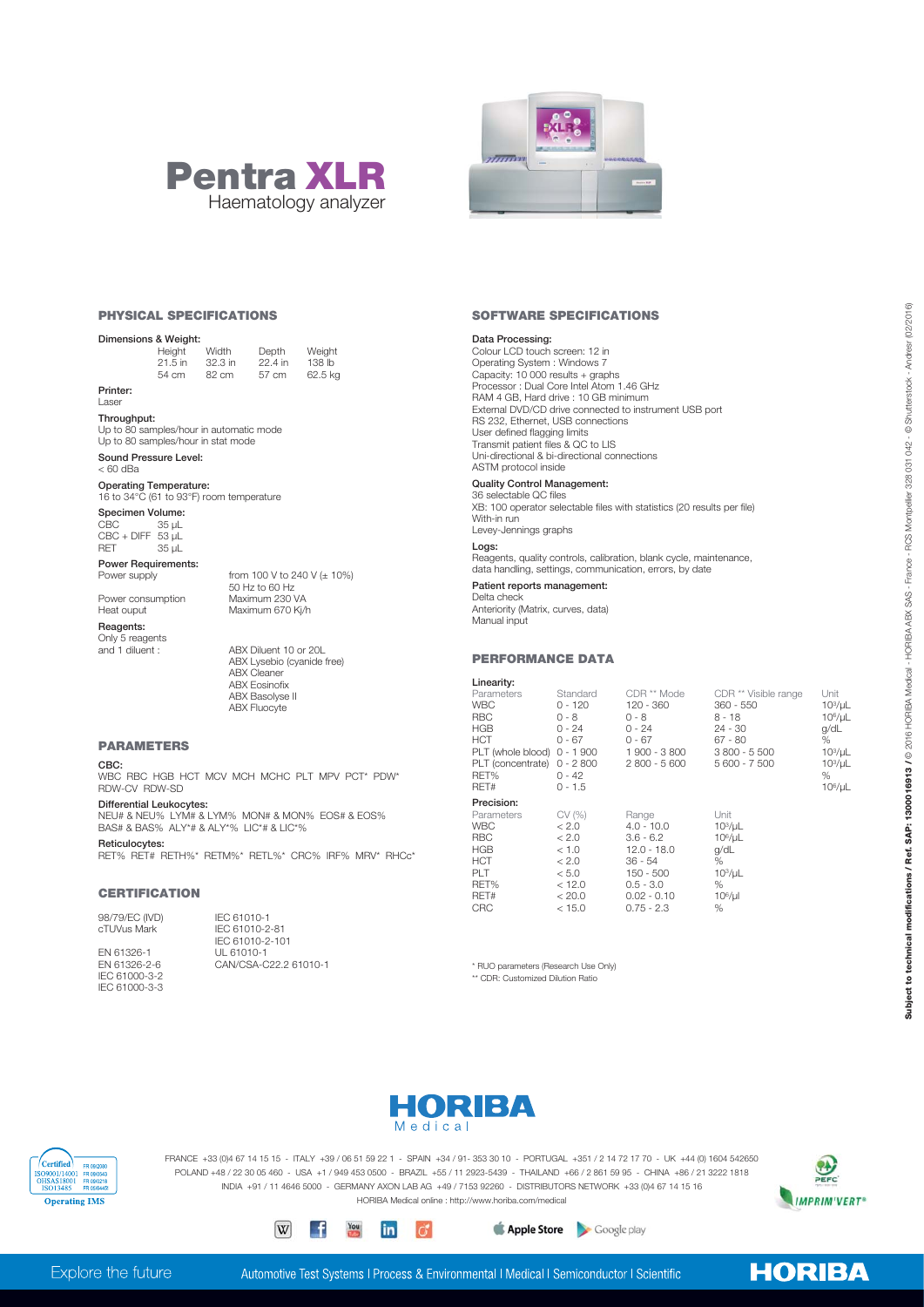# Pentra XLR

Haematology analyzer

## PHYSICAL SPECIFICATIONS

**Dimensions & Weight:**

| | Height | Width | Depth | Weight |
|---|---|---|---|---|
| | 21.5 in | 32.3 in | 22.4 in | 138 lb |
| | 54 cm | 82 cm | 57 cm | 62.5 kg |

**Printer:**
Laser

**Throughput:**
Up to 80 samples/hour in automatic mode
Up to 80 samples/hour in stat mode

**Sound Pressure Level:**
< 60 dBa

**Operating Temperature:**
16 to 34°C (61 to 93°F) room temperature

**Specimen Volume:**

| | |
|---|---|
| CBC | 35 µL |
| CBC + DIFF | 53 µL |
| RET | 35 µL |

**Power Requirements:**

| | |
|---|---|
| Power supply | from 100 V to 240 V (± 10%) 50 Hz to 60 Hz |
| Power consumption | Maximum 230 VA |
| Heat ouput | Maximum 670 Kj/h |

**Reagents:**
Only 5 reagents
and 1 diluent :
ABX Diluent 10 or 20L
ABX Lysebio (cyanide free)
ABX Cleaner
ABX Eosinofix
ABX Basolyse II
ABX Fluocyte

## PARAMETERS

**CBC:**
WBC RBC HGB HCT MCV MCH MCHC PLT MPV PCT* PDW* RDW-CV RDW-SD

**Differential Leukocytes:**
NEU# & NEU% LYM# & LYM% MON# & MON% EOS# & EOS% BAS# & BAS% ALY*# & ALY*% LIC*# & LIC*%

**Reticulocytes:**
RET% RET# RETH%* RETM%* RETL%* CRC% IRF% MRV* RHCc*

## CERTIFICATION

98/79/EC (IVD)
cTUVus Mark

EN 61326-1
EN 61326-2-6
IEC 61000-3-2
IEC 61000-3-3

IEC 61010-1
IEC 61010-2-81
IEC 61010-2-101
UL 61010-1
CAN/CSA-C22.2 61010-1

## SOFTWARE SPECIFICATIONS

**Data Processing:**
Colour LCD touch screen: 12 in
Operating System : Windows 7
Capacity: 10 000 results + graphs
Processor : Dual Core Intel Atom 1.46 GHz
RAM 4 GB, Hard drive : 10 GB minimum
External DVD/CD drive connected to instrument USB port
RS 232, Ethernet, USB connections
User defined flagging limits
Transmit patient files & QC to LIS
Uni-directional & bi-directional connections
ASTM protocol inside

**Quality Control Management:**
36 selectable QC files
XB: 100 operator selectable files with statistics (20 results per file)
With-in run
Levey-Jennings graphs

**Logs:**
Reagents, quality controls, calibration, blank cycle, maintenance, data handling, settings, communication, errors, by date

**Patient reports management:**
Delta check
Anteriority (Matrix, curves, data)
Manual input

## PERFORMANCE DATA

**Linearity:**

| Parameters | Standard | CDR ** Mode | CDR ** Visible range | Unit |
|---|---|---|---|---|
| WBC | 0 - 120 | 120 - 360 | 360 - 550 | $10^3$/µL |
| RBC | 0 - 8 | 0 - 8 | 8 - 18 | $10^6$/µL |
| HGB | 0 - 24 | 0 - 24 | 24 - 30 | g/dL |
| HCT | 0 - 67 | 0 - 67 | 67 - 80 | % |
| PLT (whole blood) | 0 - 1 900 | 1 900 - 3 800 | 3 800 - 5 500 | $10^3$/µL |
| PLT (concentrate) | 0 - 2 800 | 2 800 - 5 600 | 5 600 - 7 500 | $10^3$/µL |
| RET% | 0 - 42 | | | % |
| RET# | 0 - 1.5 | | | $10^6$/µL |

**Precision:**

| Parameters | CV (%) | Range | Unit |
|---|---|---|---|
| WBC | < 2.0 | 4.0 - 10.0 | $10^3$/µL |
| RBC | < 2.0 | 3.6 - 6.2 | $10^6$/µL |
| HGB | < 1.0 | 12.0 - 18.0 | g/dL |
| HCT | < 2.0 | 36 - 54 | % |
| PLT | < 5.0 | 150 - 500 | $10^3$/µL |
| RET% | < 12.0 | 0.5 - 3.0 | % |
| RET# | < 20.0 | 0.02 - 0.10 | $10^6$/µl |
| CRC | < 15.0 | 0.75 - 2.3 | % |

\* RUO parameters (Research Use Only)
** CDR: Customized Dilution Ratio

Subject to technical modifications / Ref. SAP: 1300016913 / © 2016 HORIBA Medical - HORIBA ABX SAS - France - RCS Montpellier 328 031 042 - © Shutterstock - Andresr (02/2016)

HORIBA Medical

FRANCE +33 (0)4 67 14 15 15 - ITALY +39 / 06 51 59 22 1 - SPAIN +34 / 91- 353 30 10 - PORTUGAL +351 / 2 14 72 17 70 - UK +44 (0) 1604 542650
POLAND +48 / 22 30 05 460 - USA +1 / 949 453 0500 - BRAZIL +55 / 11 2923-5439 - THAILAND +66 / 2 861 59 95 - CHINA +86 / 21 3222 1818
INDIA +91 / 11 4646 5000 - GERMANY AXON LAB AG +49 / 7153 92260 - DISTRIBUTORS NETWORK +33 (0)4 67 14 15 16
HORIBA Medical online : http://www.horiba.com/medical

Explore the future

Automotive Test Systems | Process & Environmental | Medical | Semiconductor | Scientific

HORIBA